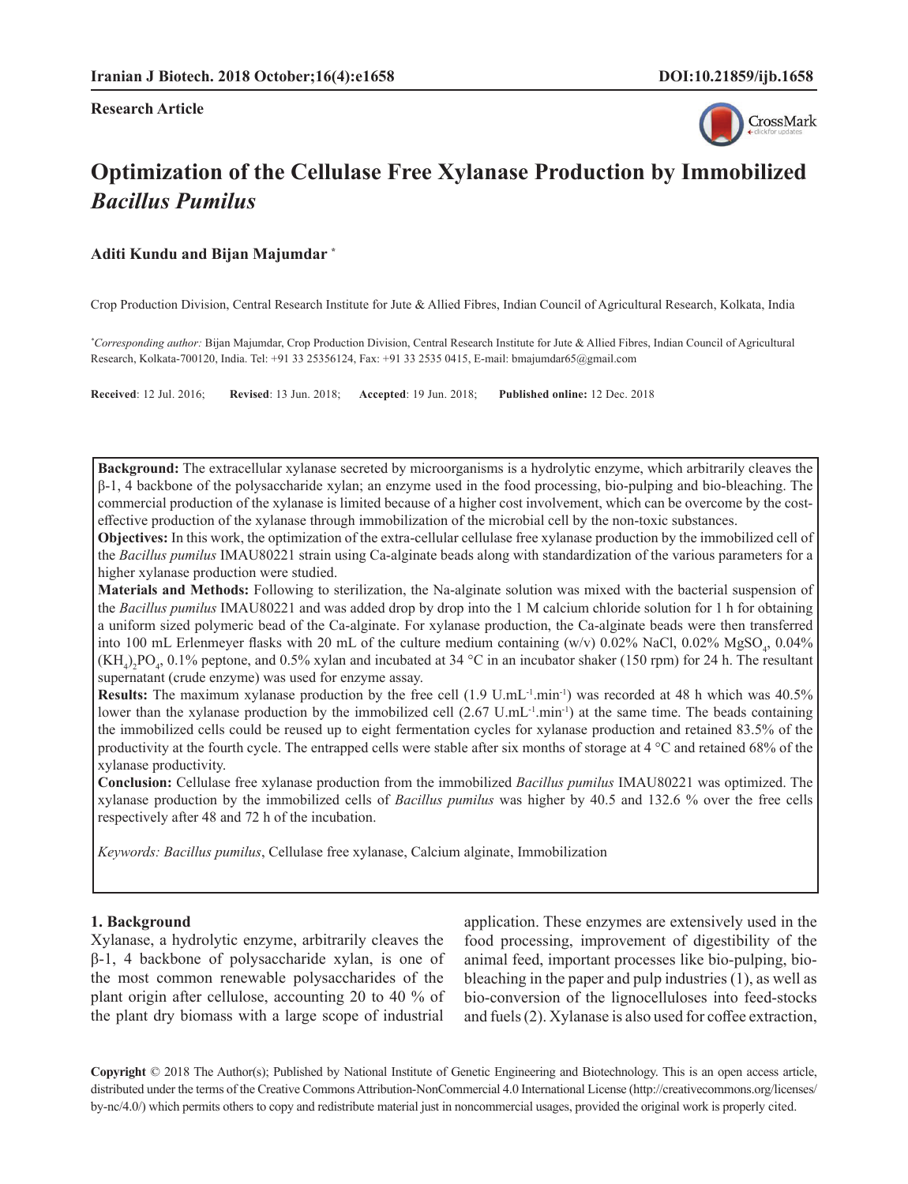**Research Article**

# Optimization of the Cellulase Free Xylanase Production by Immobilized *Bacillus Pumilus*

**Aditi Kundu and Bijan Majumdar** [*]

Crop Production Division, Central Research Institute for Jute & Allied Fibres, Indian Council of Agricultural Research, Kolkata, India

[*] *Corresponding author:* Bijan Majumdar, Crop Production Division, Central Research Institute for Jute & Allied Fibres, Indian Council of Agricultural Research, Kolkata-700120, India. Tel: +91 33 25356124, Fax: +91 33 2535 0415, E-mail: bmajumdar65@gmail.com

**Received**: 12 Jul. 2016; **Revised**: 13 Jun. 2018; **Accepted**: 19 Jun. 2018; **Published online:** 12 Dec. 2018

**Background:** The extracellular xylanase secreted by microorganisms is a hydrolytic enzyme, which arbitrarily cleaves the β-1, 4 backbone of the polysaccharide xylan; an enzyme used in the food processing, bio-pulping and bio-bleaching. The commercial production of the xylanase is limited because of a higher cost involvement, which can be overcome by the cost-effective production of the xylanase through immobilization of the microbial cell by the non-toxic substances.

**Objectives:** In this work, the optimization of the extra-cellular cellulase free xylanase production by the immobilized cell of the *Bacillus pumilus* IMAU80221 strain using Ca-alginate beads along with standardization of the various parameters for a higher xylanase production were studied.

**Materials and Methods:** Following to sterilization, the Na-alginate solution was mixed with the bacterial suspension of the *Bacillus pumilus* IMAU80221 and was added drop by drop into the 1 M calcium chloride solution for 1 h for obtaining a uniform sized polymeric bead of the Ca-alginate. For xylanase production, the Ca-alginate beads were then transferred into 100 mL Erlenmeyer flasks with 20 mL of the culture medium containing (w/v) 0.02% NaCl, 0.02% $MgSO_4$, 0.04% $(KH_4)_2PO_4$, 0.1% peptone, and 0.5% xylan and incubated at 34 °C in an incubator shaker (150 rpm) for 24 h. The resultant supernatant (crude enzyme) was used for enzyme assay.

**Results:** The maximum xylanase production by the free cell (1.9 $U.mL^{-1}.min^{-1}$) was recorded at 48 h which was 40.5% lower than the xylanase production by the immobilized cell (2.67 $U.mL^{-1}.min^{-1}$) at the same time. The beads containing the immobilized cells could be reused up to eight fermentation cycles for xylanase production and retained 83.5% of the productivity at the fourth cycle. The entrapped cells were stable after six months of storage at 4 °C and retained 68% of the xylanase productivity.

**Conclusion:** Cellulase free xylanase production from the immobilized *Bacillus pumilus* IMAU80221 was optimized. The xylanase production by the immobilized cells of *Bacillus pumilus* was higher by 40.5 and 132.6 % over the free cells respectively after 48 and 72 h of the incubation.

*Keywords: Bacillus pumilus*, Cellulase free xylanase, Calcium alginate, Immobilization

## 1. Background

Xylanase, a hydrolytic enzyme, arbitrarily cleaves the β-1, 4 backbone of polysaccharide xylan, is one of the most common renewable polysaccharides of the plant origin after cellulose, accounting 20 to 40 % of the plant dry biomass with a large scope of industrial application. These enzymes are extensively used in the food processing, improvement of digestibility of the animal feed, important processes like bio-pulping, bio-bleaching in the paper and pulp industries (1), as well as bio-conversion of the lignocelluloses into feed-stocks and fuels (2). Xylanase is also used for coffee extraction,

**Copyright** © 2018 The Author(s); Published by National Institute of Genetic Engineering and Biotechnology. This is an open access article, distributed under the terms of the Creative Commons Attribution-NonCommercial 4.0 International License (http://creativecommons.org/licenses/by-nc/4.0/) which permits others to copy and redistribute material just in noncommercial usages, provided the original work is properly cited.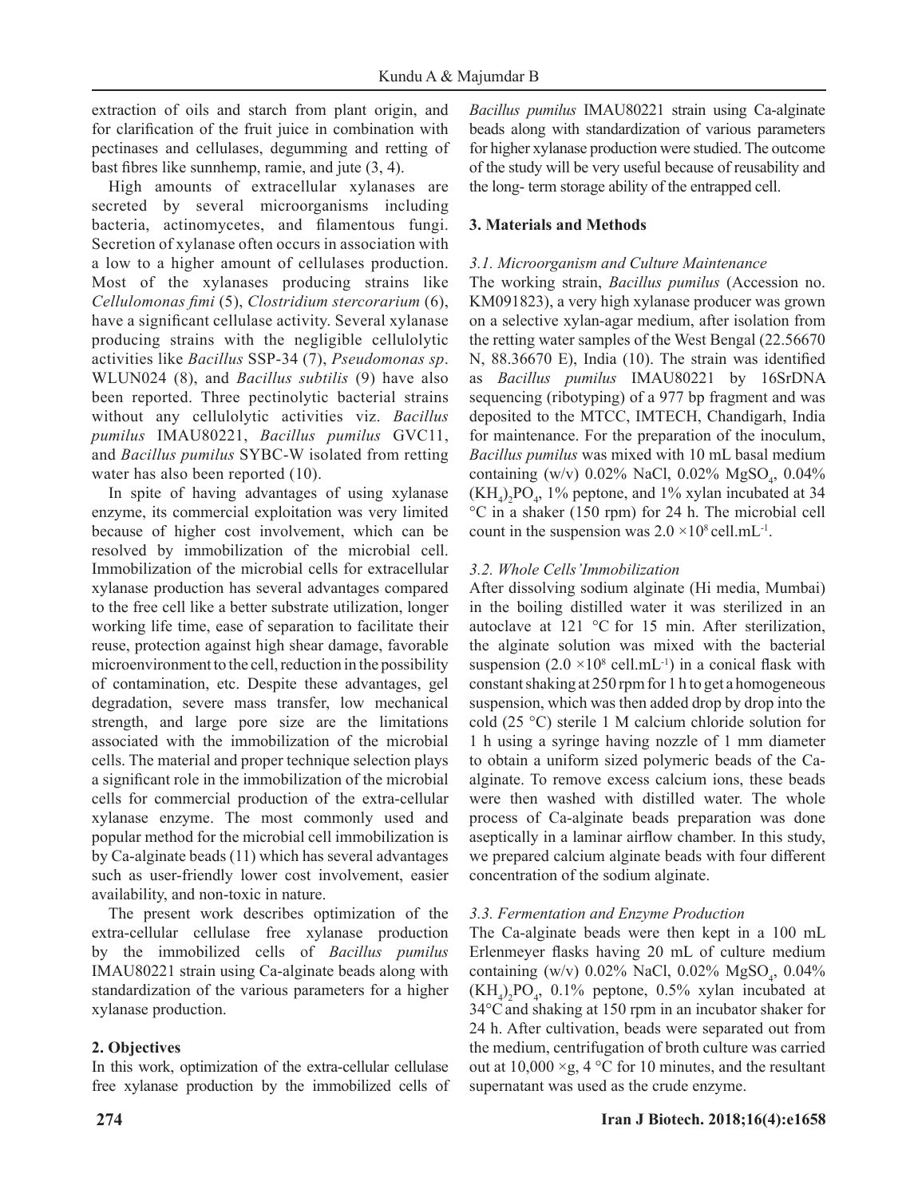extraction of oils and starch from plant origin, and for clarification of the fruit juice in combination with pectinases and cellulases, degumming and retting of bast fibres like sunnhemp, ramie, and jute (3, 4).

High amounts of extracellular xylanases are secreted by several microorganisms including bacteria, actinomycetes, and filamentous fungi. Secretion of xylanase often occurs in association with a low to a higher amount of cellulases production. Most of the xylanases producing strains like *Cellulomonas fimi* (5), *Clostridium stercorarium* (6), have a significant cellulase activity. Several xylanase producing strains with the negligible cellulolytic activities like *Bacillus* SSP-34 (7), *Pseudomonas sp*. WLUN024 (8), and *Bacillus subtilis* (9) have also been reported. Three pectinolytic bacterial strains without any cellulolytic activities viz. *Bacillus pumilus* IMAU80221, *Bacillus pumilus* GVC11, and *Bacillus pumilus* SYBC-W isolated from retting water has also been reported (10).

In spite of having advantages of using xylanase enzyme, its commercial exploitation was very limited because of higher cost involvement, which can be resolved by immobilization of the microbial cell. Immobilization of the microbial cells for extracellular xylanase production has several advantages compared to the free cell like a better substrate utilization, longer working life time, ease of separation to facilitate their reuse, protection against high shear damage, favorable microenvironment to the cell, reduction in the possibility of contamination, etc. Despite these advantages, gel degradation, severe mass transfer, low mechanical strength, and large pore size are the limitations associated with the immobilization of the microbial cells. The material and proper technique selection plays a significant role in the immobilization of the microbial cells for commercial production of the extra-cellular xylanase enzyme. The most commonly used and popular method for the microbial cell immobilization is by Ca-alginate beads (11) which has several advantages such as user-friendly lower cost involvement, easier availability, and non-toxic in nature.

The present work describes optimization of the extra-cellular cellulase free xylanase production by the immobilized cells of *Bacillus pumilus* IMAU80221 strain using Ca-alginate beads along with standardization of the various parameters for a higher xylanase production.

## 2. Objectives

In this work, optimization of the extra-cellular cellulase free xylanase production by the immobilized cells of *Bacillus pumilus* IMAU80221 strain using Ca-alginate beads along with standardization of various parameters for higher xylanase production were studied. The outcome of the study will be very useful because of reusability and the long- term storage ability of the entrapped cell.

## 3. Materials and Methods

### *3.1. Microorganism and Culture Maintenance*

The working strain, *Bacillus pumilus* (Accession no. KM091823), a very high xylanase producer was grown on a selective xylan-agar medium, after isolation from the retting water samples of the West Bengal (22.56670 N, 88.36670 E), India (10). The strain was identified as *Bacillus pumilus* IMAU80221 by 16SrDNA sequencing (ribotyping) of a 977 bp fragment and was deposited to the MTCC, IMTECH, Chandigarh, India for maintenance. For the preparation of the inoculum, *Bacillus pumilus* was mixed with 10 mL basal medium containing (w/v) 0.02% NaCl, 0.02% $MgSO_4$, 0.04% $(KH_4)_2PO_4$, 1% peptone, and 1% xylan incubated at 34 °C in a shaker (150 rpm) for 24 h. The microbial cell count in the suspension was $2.0 \times 10^8$ cell.mL$^{-1}$.

### *3.2. Whole Cells'Immobilization*

After dissolving sodium alginate (Hi media, Mumbai) in the boiling distilled water it was sterilized in an autoclave at 121 °C for 15 min. After sterilization, the alginate solution was mixed with the bacterial suspension ($2.0 \times 10^8$ cell.mL$^{-1}$) in a conical flask with constant shaking at 250 rpm for 1 h to get a homogeneous suspension, which was then added drop by drop into the cold (25 °C) sterile 1 M calcium chloride solution for 1 h using a syringe having nozzle of 1 mm diameter to obtain a uniform sized polymeric beads of the Ca-alginate. To remove excess calcium ions, these beads were then washed with distilled water. The whole process of Ca-alginate beads preparation was done aseptically in a laminar airflow chamber. In this study, we prepared calcium alginate beads with four different concentration of the sodium alginate.

### *3.3. Fermentation and Enzyme Production*

The Ca-alginate beads were then kept in a 100 mL Erlenmeyer flasks having 20 mL of culture medium containing (w/v) 0.02% NaCl, 0.02% $MgSO_4$, 0.04% $(KH_4)_2PO_4$, 0.1% peptone, 0.5% xylan incubated at 34°C and shaking at 150 rpm in an incubator shaker for 24 h. After cultivation, beads were separated out from the medium, centrifugation of broth culture was carried out at 10,000 ×g, 4 °C for 10 minutes, and the resultant supernatant was used as the crude enzyme.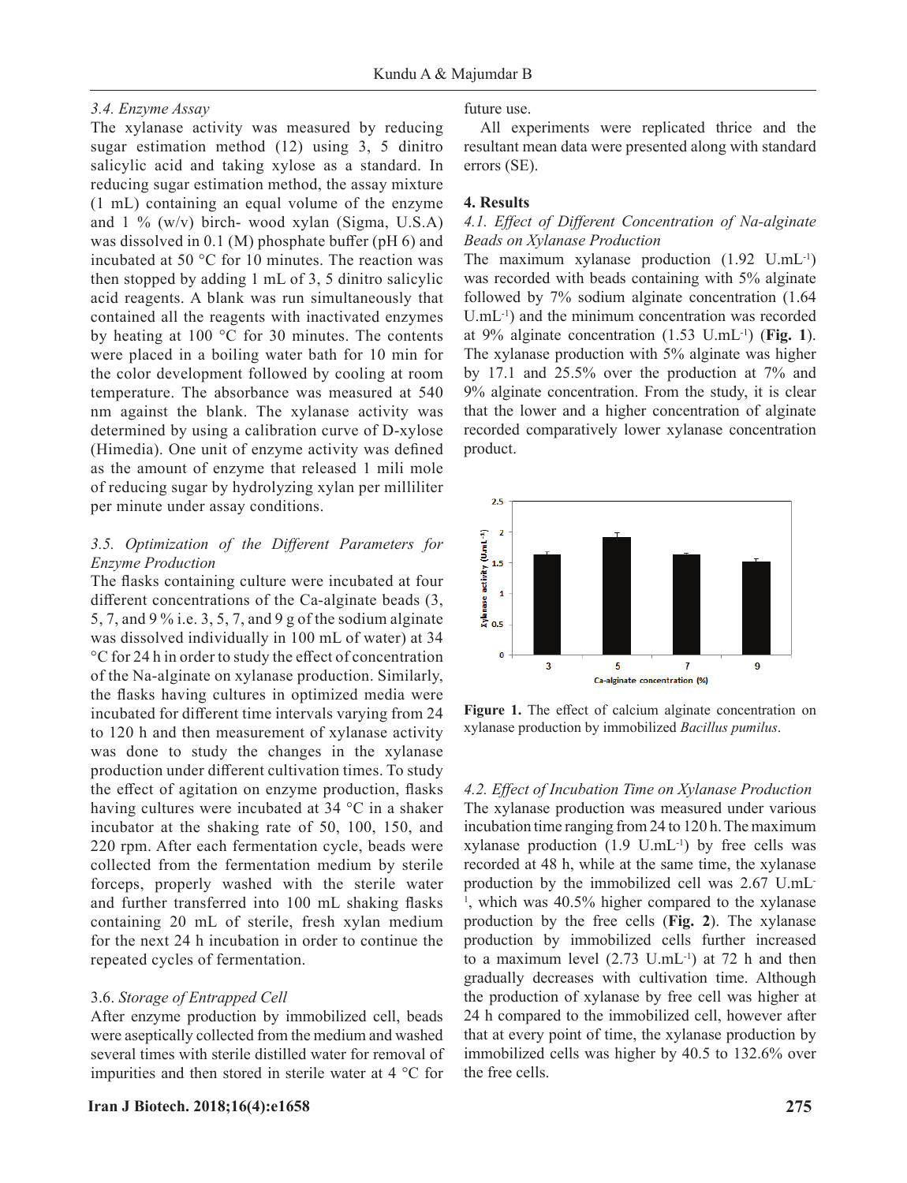*3.4. Enzyme Assay*

The xylanase activity was measured by reducing sugar estimation method (12) using 3, 5 dinitro salicylic acid and taking xylose as a standard. In reducing sugar estimation method, the assay mixture (1 mL) containing an equal volume of the enzyme and 1 % (w/v) birch- wood xylan (Sigma, U.S.A) was dissolved in 0.1 (M) phosphate buffer (pH 6) and incubated at 50 °C for 10 minutes. The reaction was then stopped by adding 1 mL of 3, 5 dinitro salicylic acid reagents. A blank was run simultaneously that contained all the reagents with inactivated enzymes by heating at 100 °C for 30 minutes. The contents were placed in a boiling water bath for 10 min for the color development followed by cooling at room temperature. The absorbance was measured at 540 nm against the blank. The xylanase activity was determined by using a calibration curve of D-xylose (Himedia). One unit of enzyme activity was defined as the amount of enzyme that released 1 mili mole of reducing sugar by hydrolyzing xylan per milliliter per minute under assay conditions.

*3.5. Optimization of the Different Parameters for Enzyme Production*

The flasks containing culture were incubated at four different concentrations of the Ca-alginate beads (3, 5, 7, and 9 % i.e. 3, 5, 7, and 9 g of the sodium alginate was dissolved individually in 100 mL of water) at 34 °C for 24 h in order to study the effect of concentration of the Na-alginate on xylanase production. Similarly, the flasks having cultures in optimized media were incubated for different time intervals varying from 24 to 120 h and then measurement of xylanase activity was done to study the changes in the xylanase production under different cultivation times. To study the effect of agitation on enzyme production, flasks having cultures were incubated at 34 °C in a shaker incubator at the shaking rate of 50, 100, 150, and 220 rpm. After each fermentation cycle, beads were collected from the fermentation medium by sterile forceps, properly washed with the sterile water and further transferred into 100 mL shaking flasks containing 20 mL of sterile, fresh xylan medium for the next 24 h incubation in order to continue the repeated cycles of fermentation.

3.6. *Storage of Entrapped Cell*

After enzyme production by immobilized cell, beads were aseptically collected from the medium and washed several times with sterile distilled water for removal of impurities and then stored in sterile water at 4 °C for future use.

All experiments were replicated thrice and the resultant mean data were presented along with standard errors (SE).

## 4. Results

*4.1. Effect of Different Concentration of Na-alginate Beads on Xylanase Production*

The maximum xylanase production (1.92 U.mL$^{-1}$) was recorded with beads containing with 5% alginate followed by 7% sodium alginate concentration (1.64 U.mL$^{-1}$) and the minimum concentration was recorded at 9% alginate concentration (1.53 U.mL$^{-1}$) (**Fig. 1**). The xylanase production with 5% alginate was higher by 17.1 and 25.5% over the production at 7% and 9% alginate concentration. From the study, it is clear that the lower and a higher concentration of alginate recorded comparatively lower xylanase concentration product.

**Figure 1.** The effect of calcium alginate concentration on xylanase production by immobilized *Bacillus pumilus*.

*4.2. Effect of Incubation Time on Xylanase Production*

The xylanase production was measured under various incubation time ranging from 24 to 120 h. The maximum xylanase production (1.9 U.mL$^{-1}$) by free cells was recorded at 48 h, while at the same time, the xylanase production by the immobilized cell was 2.67 U.mL$^{-1}$, which was 40.5% higher compared to the xylanase production by the free cells (**Fig. 2**). The xylanase production by immobilized cells further increased to a maximum level (2.73 U.mL$^{-1}$) at 72 h and then gradually decreases with cultivation time. Although the production of xylanase by free cell was higher at 24 h compared to the immobilized cell, however after that at every point of time, the xylanase production by immobilized cells was higher by 40.5 to 132.6% over the free cells.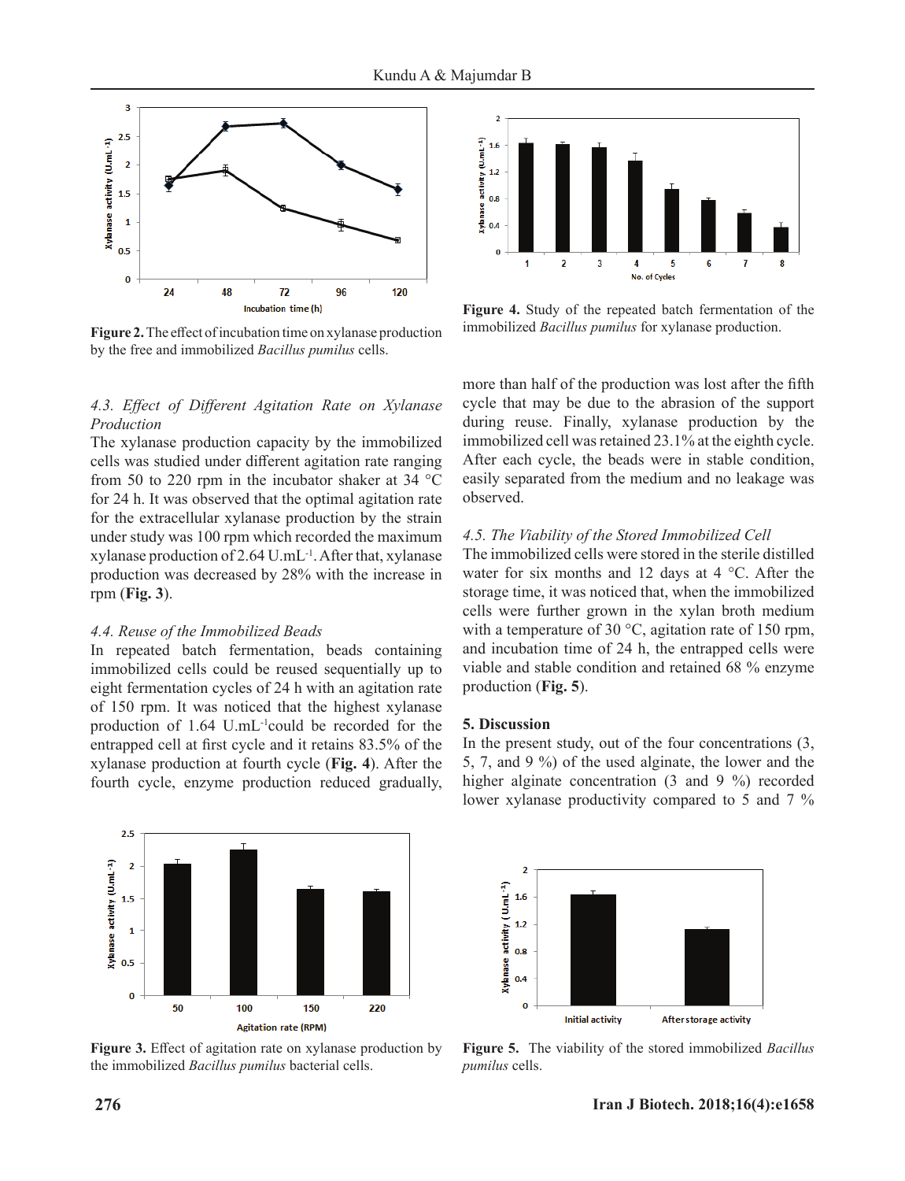Figure 2. The effect of incubation time on xylanase production by the free and immobilized *Bacillus pumilus* cells.

Figure 4. Study of the repeated batch fermentation of the immobilized *Bacillus pumilus* for xylanase production.

*4.3. Effect of Different Agitation Rate on Xylanase Production*

The xylanase production capacity by the immobilized cells was studied under different agitation rate ranging from 50 to 220 rpm in the incubator shaker at 34 °C for 24 h. It was observed that the optimal agitation rate for the extracellular xylanase production by the strain under study was 100 rpm which recorded the maximum xylanase production of 2.64 U.mL$^{-1}$. After that, xylanase production was decreased by 28% with the increase in rpm (**Fig. 3**).

*4.4. Reuse of the Immobilized Beads*

In repeated batch fermentation, beads containing immobilized cells could be reused sequentially up to eight fermentation cycles of 24 h with an agitation rate of 150 rpm. It was noticed that the highest xylanase production of 1.64 U.mL$^{-1}$could be recorded for the entrapped cell at first cycle and it retains 83.5% of the xylanase production at fourth cycle (**Fig. 4**). After the fourth cycle, enzyme production reduced gradually, more than half of the production was lost after the fifth cycle that may be due to the abrasion of the support during reuse. Finally, xylanase production by the immobilized cell was retained 23.1% at the eighth cycle. After each cycle, the beads were in stable condition, easily separated from the medium and no leakage was observed.

*4.5. The Viability of the Stored Immobilized Cell*

The immobilized cells were stored in the sterile distilled water for six months and 12 days at 4 °C. After the storage time, it was noticed that, when the immobilized cells were further grown in the xylan broth medium with a temperature of 30 °C, agitation rate of 150 rpm, and incubation time of 24 h, the entrapped cells were viable and stable condition and retained 68 % enzyme production (**Fig. 5**).

## 5. Discussion

In the present study, out of the four concentrations (3, 5, 7, and 9 %) of the used alginate, the lower and the higher alginate concentration (3 and 9 %) recorded lower xylanase productivity compared to 5 and 7 %

Figure 3. Effect of agitation rate on xylanase production by the immobilized *Bacillus pumilus* bacterial cells.

Figure 5. The viability of the stored immobilized *Bacillus pumilus* cells.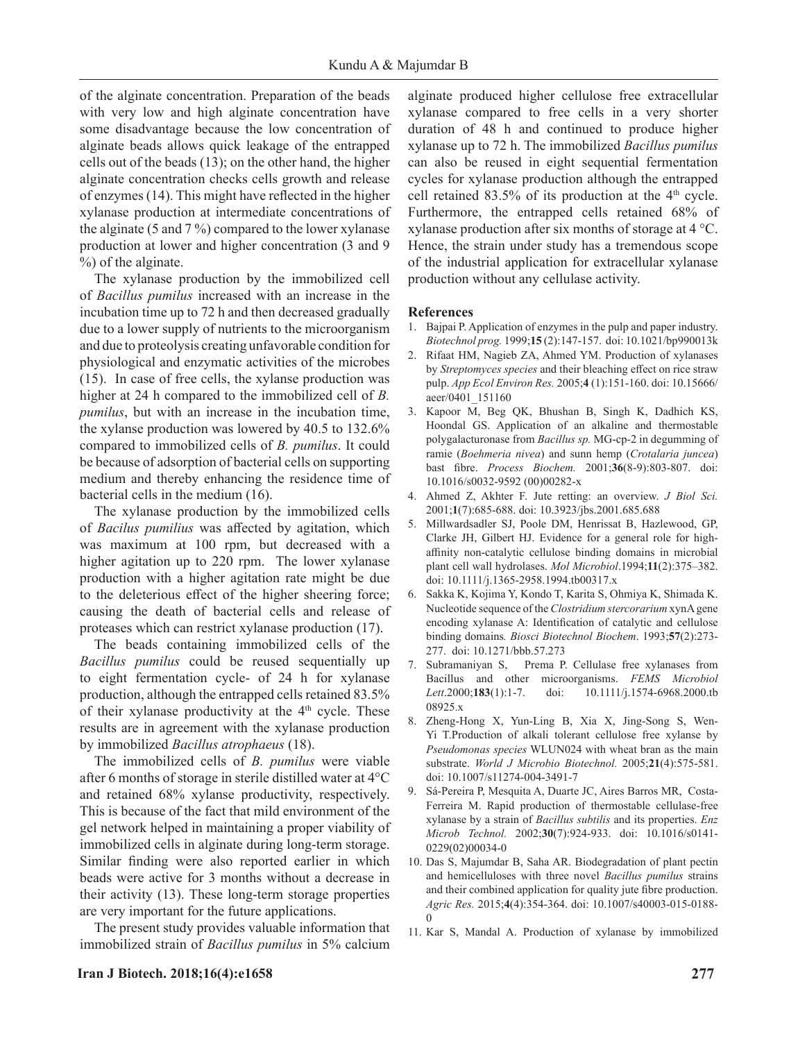of the alginate concentration. Preparation of the beads with very low and high alginate concentration have some disadvantage because the low concentration of alginate beads allows quick leakage of the entrapped cells out of the beads (13); on the other hand, the higher alginate concentration checks cells growth and release of enzymes (14). This might have reflected in the higher xylanase production at intermediate concentrations of the alginate (5 and 7 %) compared to the lower xylanase production at lower and higher concentration (3 and 9 %) of the alginate.

The xylanase production by the immobilized cell of *Bacillus pumilus* increased with an increase in the incubation time up to 72 h and then decreased gradually due to a lower supply of nutrients to the microorganism and due to proteolysis creating unfavorable condition for physiological and enzymatic activities of the microbes (15). In case of free cells, the xylanse production was higher at 24 h compared to the immobilized cell of *B. pumilus*, but with an increase in the incubation time, the xylanse production was lowered by 40.5 to 132.6% compared to immobilized cells of *B. pumilus*. It could be because of adsorption of bacterial cells on supporting medium and thereby enhancing the residence time of bacterial cells in the medium (16).

The xylanase production by the immobilized cells of *Bacilus pumilius* was affected by agitation, which was maximum at 100 rpm, but decreased with a higher agitation up to 220 rpm. The lower xylanase production with a higher agitation rate might be due to the deleterious effect of the higher sheering force; causing the death of bacterial cells and release of proteases which can restrict xylanase production (17).

The beads containing immobilized cells of the *Bacillus pumilus* could be reused sequentially up to eight fermentation cycle- of 24 h for xylanase production, although the entrapped cells retained 83.5% of their xylanase productivity at the 4th cycle. These results are in agreement with the xylanase production by immobilized *Bacillus atrophaeus* (18).

The immobilized cells of *B. pumilus* were viable after 6 months of storage in sterile distilled water at 4°C and retained 68% xylanse productivity, respectively. This is because of the fact that mild environment of the gel network helped in maintaining a proper viability of immobilized cells in alginate during long-term storage. Similar finding were also reported earlier in which beads were active for 3 months without a decrease in their activity (13). These long-term storage properties are very important for the future applications.

The present study provides valuable information that immobilized strain of *Bacillus pumilus* in 5% calcium alginate produced higher cellulose free extracellular xylanase compared to free cells in a very shorter duration of 48 h and continued to produce higher xylanase up to 72 h. The immobilized *Bacillus pumilus* can also be reused in eight sequential fermentation cycles for xylanase production although the entrapped cell retained 83.5% of its production at the 4th cycle. Furthermore, the entrapped cells retained 68% of xylanase production after six months of storage at 4 °C. Hence, the strain under study has a tremendous scope of the industrial application for extracellular xylanase production without any cellulase activity.

## References

1. Bajpai P. Application of enzymes in the pulp and paper industry. *Biotechnol prog.* 1999;**15** (2):147-157. doi: 10.1021/bp990013k
2. Rifaat HM, Nagieb ZA, Ahmed YM. Production of xylanases by *Streptomyces species* and their bleaching effect on rice straw pulp. *App Ecol Environ Res.* 2005;**4** (1):151-160. doi: 10.15666/aeer/0401_151160
3. Kapoor M, Beg QK, Bhushan B, Singh K, Dadhich KS, Hoondal GS. Application of an alkaline and thermostable polygalacturonase from *Bacillus sp.* MG-cp-2 in degumming of ramie (*Boehmeria nivea*) and sunn hemp (*Crotalaria juncea*) bast fibre. *Process Biochem.* 2001;**36**(8-9):803-807. doi: 10.1016/s0032-9592 (00)00282-x
4. Ahmed Z, Akhter F. Jute retting: an overview. *J Biol Sci.* 2001;**1**(7):685-688. doi: 10.3923/jbs.2001.685.688
5. Millwardsadler SJ, Poole DM, Henrissat B, Hazlewood, GP, Clarke JH, Gilbert HJ. Evidence for a general role for high-affinity non-catalytic cellulose binding domains in microbial plant cell wall hydrolases. *Mol Microbiol*.1994;**11**(2):375–382. doi: 10.1111/j.1365-2958.1994.tb00317.x
6. Sakka K, Kojima Y, Kondo T, Karita S, Ohmiya K, Shimada K. Nucleotide sequence of the *Clostridium stercorarium* xynA gene encoding xylanase A: Identification of catalytic and cellulose binding domains*. Biosci Biotechnol Biochem*. 1993;**57**(2):273-277. doi: 10.1271/bbb.57.273
7. Subramaniyan S, Prema P. Cellulase free xylanases from Bacillus and other microorganisms. *FEMS Microbiol Lett*.2000;**183**(1):1-7. doi: 10.1111/j.1574-6968.2000.tb 08925.x
8. Zheng-Hong X, Yun-Ling B, Xia X, Jing-Song S, Wen-Yi T.Production of alkali tolerant cellulose free xylanse by *Pseudomonas species* WLUN024 with wheat bran as the main substrate. *World J Microbio Biotechnol.* 2005;**21**(4):575-581. doi: 10.1007/s11274-004-3491-7
9. Sá-Pereira P, Mesquita A, Duarte JC, Aires Barros MR, Costa-Ferreira M. Rapid production of thermostable cellulase-free xylanase by a strain of *Bacillus subtilis* and its properties. *Enz Microb Technol.* 2002;**30**(7):924-933. doi: 10.1016/s0141-0229(02)00034-0
10. Das S, Majumdar B, Saha AR. Biodegradation of plant pectin and hemicelluloses with three novel *Bacillus pumilus* strains and their combined application for quality jute fibre production. *Agric Res.* 2015;**4**(4):354-364. doi: 10.1007/s40003-015-0188-0
11. Kar S, Mandal A. Production of xylanase by immobilized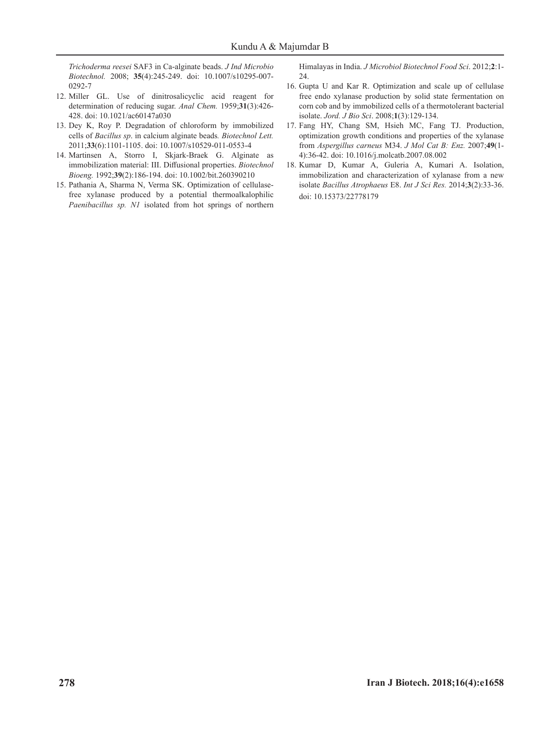*Trichoderma reesei* SAF3 in Ca-alginate beads. *J Ind Microbio Biotechnol.* 2008; **35**(4):245-249. doi: 10.1007/s10295-007-0292-7

12. Miller GL. Use of dinitrosalicyclic acid reagent for determination of reducing sugar. *Anal Chem.* 1959;**31**(3):426-428. doi: 10.1021/ac60147a030
13. Dey K, Roy P. Degradation of chloroform by immobilized cells of *Bacillus sp*. in calcium alginate beads. *Biotechnol Lett.* 2011;**33**(6):1101-1105. doi: 10.1007/s10529-011-0553-4
14. Martinsen A, Storro I, Skjark-Braek G. Alginate as immobilization material: III. Diffusional properties. *Biotechnol Bioeng.* 1992;**39**(2):186-194. doi: 10.1002/bit.260390210
15. Pathania A, Sharma N, Verma SK. Optimization of cellulase-free xylanase produced by a potential thermoalkalophilic *Paenibacillus sp. N1* isolated from hot springs of northern Himalayas in India. *J Microbiol Biotechnol Food Sci*. 2012;**2**:1-24.
16. Gupta U and Kar R. Optimization and scale up of cellulase free endo xylanase production by solid state fermentation on corn cob and by immobilized cells of a thermotolerant bacterial isolate. *Jord. J Bio Sci*. 2008;**1**(3):129-134.
17. Fang HY, Chang SM, Hsieh MC, Fang TJ. Production, optimization growth conditions and properties of the xylanase from *Aspergillus carneus* M34. *J Mol Cat B: Enz.* 2007;**49**(1-4):36-42. doi: 10.1016/j.molcatb.2007.08.002
18. Kumar D, Kumar A, Guleria A, Kumari A. Isolation, immobilization and characterization of xylanase from a new isolate *Bacillus Atrophaeus* E8. *Int J Sci Res.* 2014;**3**(2):33-36. doi: 10.15373/22778179